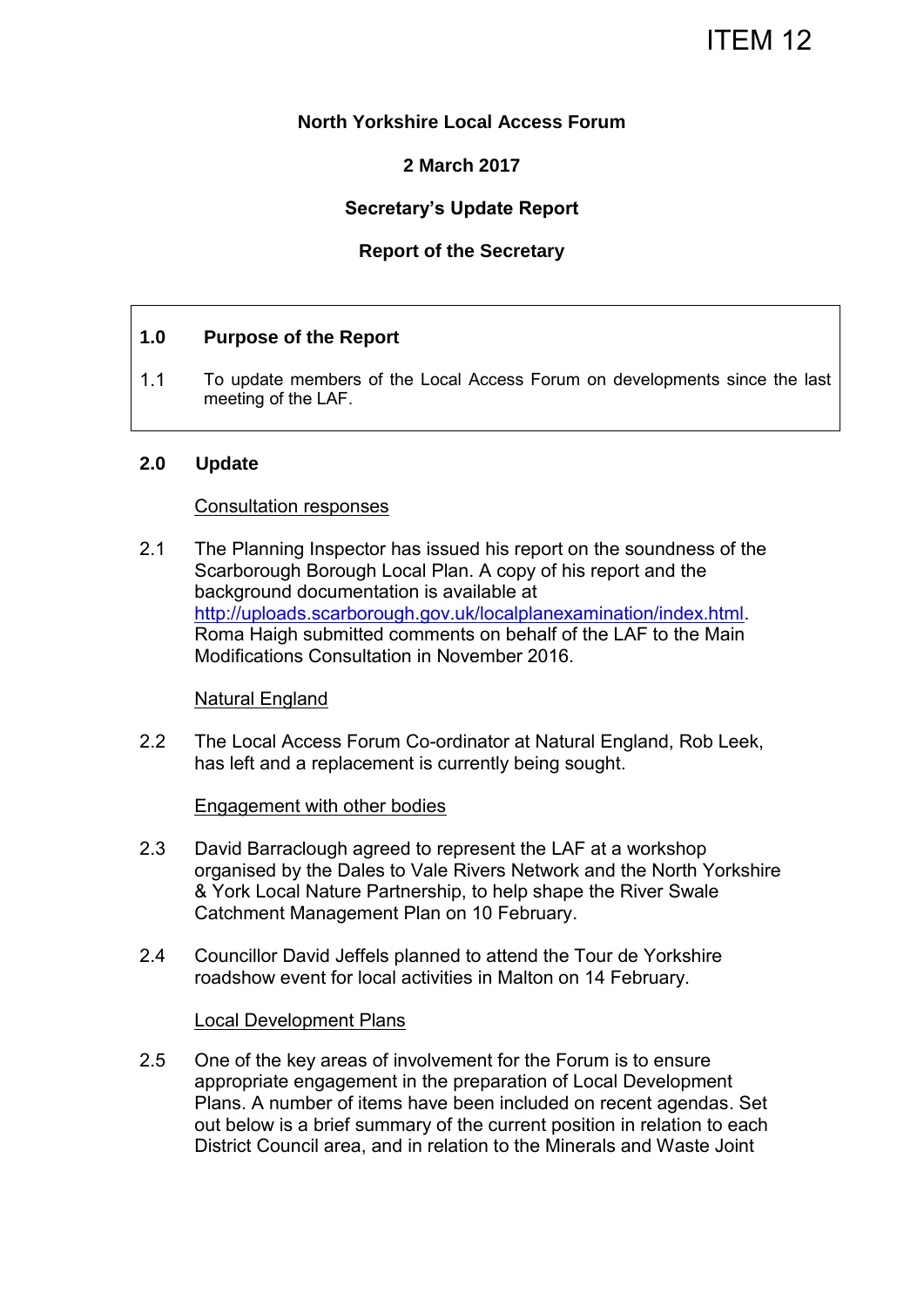ITEM 12

**North Yorkshire Local Access Forum**

**2 March 2017**

**Secretary's Update Report**

**Report of the Secretary**

## 1.0 Purpose of the Report

1.1 To update members of the Local Access Forum on developments since the last meeting of the LAF.

## 2.0 Update

Consultation responses

2.1 The Planning Inspector has issued his report on the soundness of the Scarborough Borough Local Plan. A copy of his report and the background documentation is available at http://uploads.scarborough.gov.uk/localplanexamination/index.html. Roma Haigh submitted comments on behalf of the LAF to the Main Modifications Consultation in November 2016.

Natural England

2.2 The Local Access Forum Co-ordinator at Natural England, Rob Leek, has left and a replacement is currently being sought.

Engagement with other bodies

2.3 David Barraclough agreed to represent the LAF at a workshop organised by the Dales to Vale Rivers Network and the North Yorkshire & York Local Nature Partnership, to help shape the River Swale Catchment Management Plan on 10 February.

2.4 Councillor David Jeffels planned to attend the Tour de Yorkshire roadshow event for local activities in Malton on 14 February.

Local Development Plans

2.5 One of the key areas of involvement for the Forum is to ensure appropriate engagement in the preparation of Local Development Plans. A number of items have been included on recent agendas. Set out below is a brief summary of the current position in relation to each District Council area, and in relation to the Minerals and Waste Joint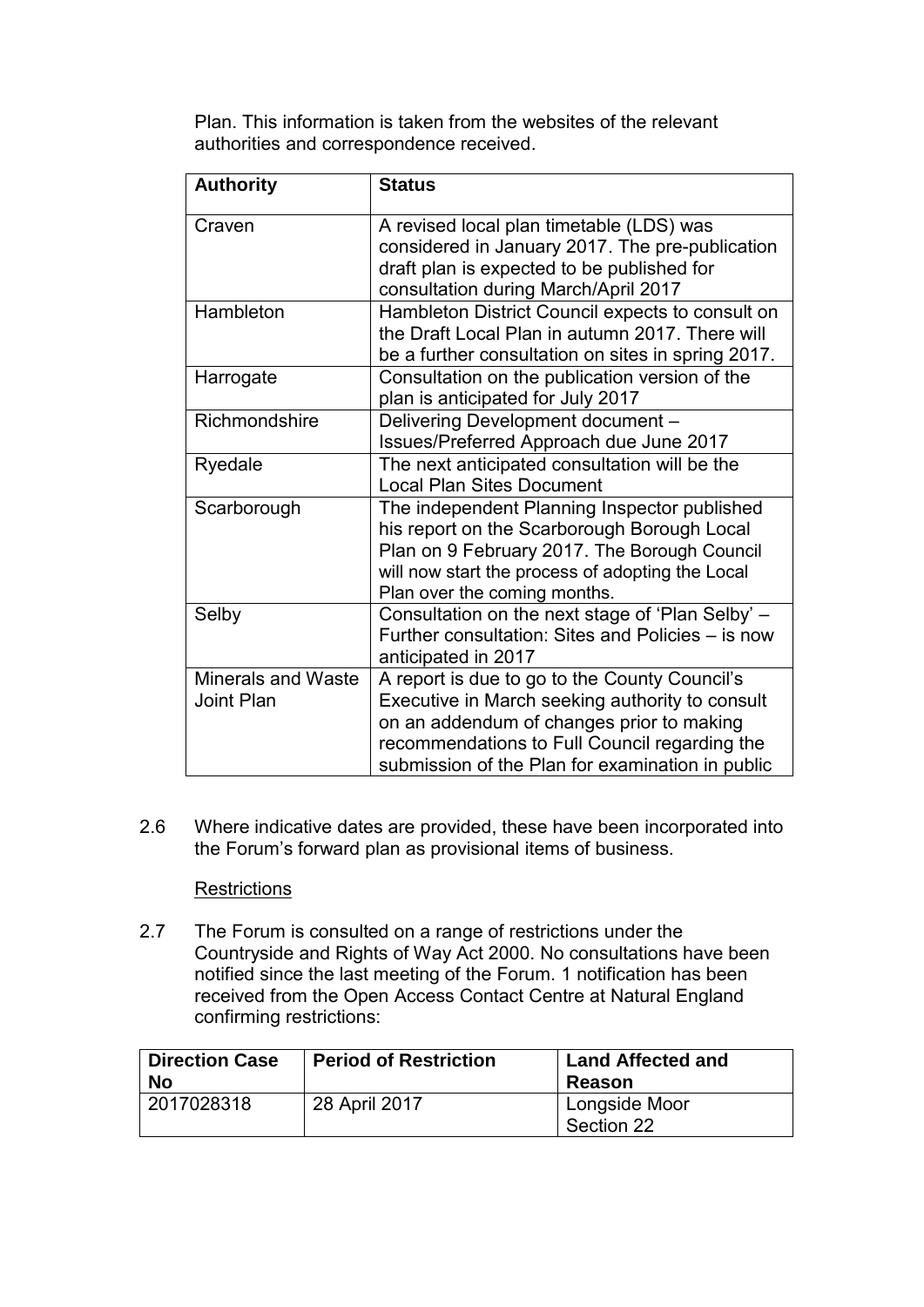Plan. This information is taken from the websites of the relevant authorities and correspondence received.

| Authority | Status |
|---|---|
| Craven | A revised local plan timetable (LDS) was considered in January 2017. The pre-publication draft plan is expected to be published for consultation during March/April 2017 |
| Hambleton | Hambleton District Council expects to consult on the Draft Local Plan in autumn 2017. There will be a further consultation on sites in spring 2017. |
| Harrogate | Consultation on the publication version of the plan is anticipated for July 2017 |
| Richmondshire | Delivering Development document – Issues/Preferred Approach due June 2017 |
| Ryedale | The next anticipated consultation will be the Local Plan Sites Document |
| Scarborough | The independent Planning Inspector published his report on the Scarborough Borough Local Plan on 9 February 2017. The Borough Council will now start the process of adopting the Local Plan over the coming months. |
| Selby | Consultation on the next stage of 'Plan Selby' – Further consultation: Sites and Policies – is now anticipated in 2017 |
| Minerals and Waste Joint Plan | A report is due to go to the County Council's Executive in March seeking authority to consult on an addendum of changes prior to making recommendations to Full Council regarding the submission of the Plan for examination in public |

2.6 Where indicative dates are provided, these have been incorporated into the Forum's forward plan as provisional items of business.

Restrictions

2.7 The Forum is consulted on a range of restrictions under the Countryside and Rights of Way Act 2000. No consultations have been notified since the last meeting of the Forum. 1 notification has been received from the Open Access Contact Centre at Natural England confirming restrictions:

| Direction Case No | Period of Restriction | Land Affected and Reason |
|---|---|---|
| 2017028318 | 28 April 2017 | Longside Moor Section 22 |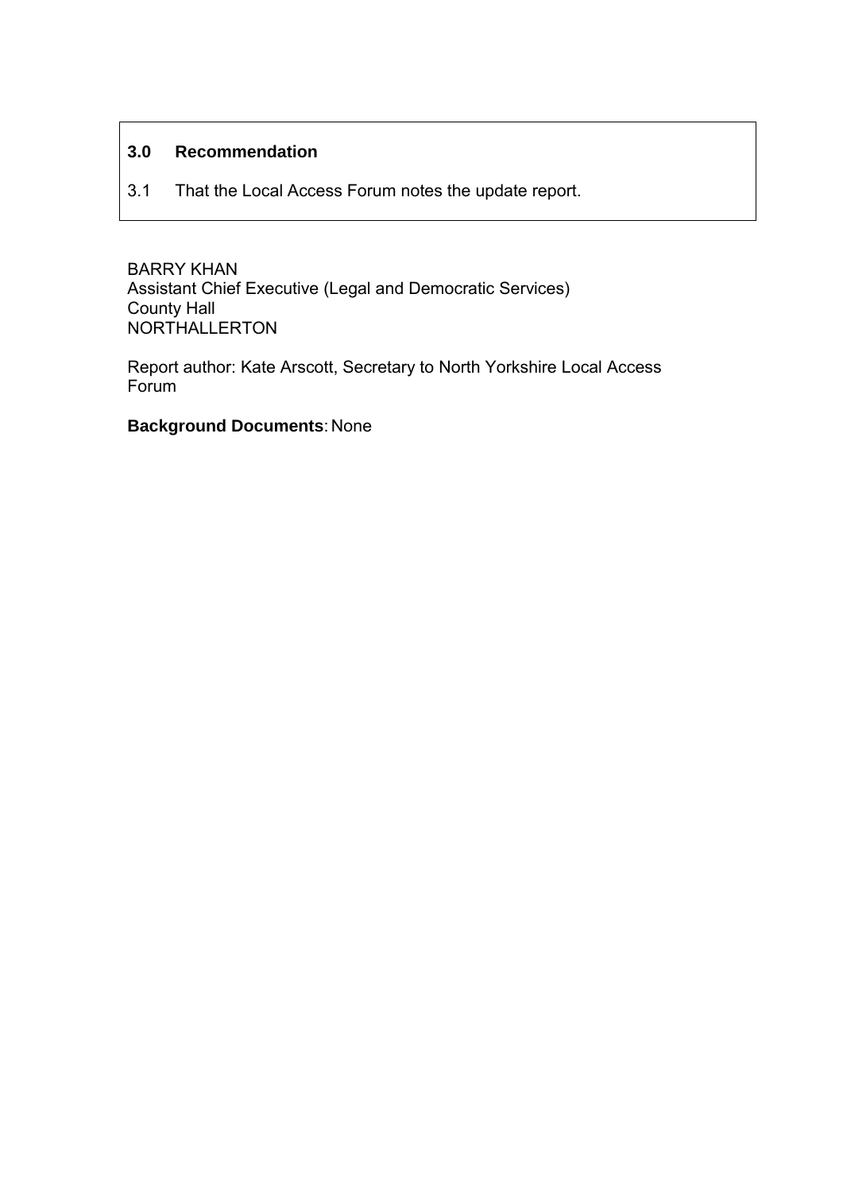**3.0 Recommendation**

3.1 That the Local Access Forum notes the update report.

BARRY KHAN
Assistant Chief Executive (Legal and Democratic Services)
County Hall
NORTHALLERTON

Report author: Kate Arscott, Secretary to North Yorkshire Local Access Forum

**Background Documents**: None